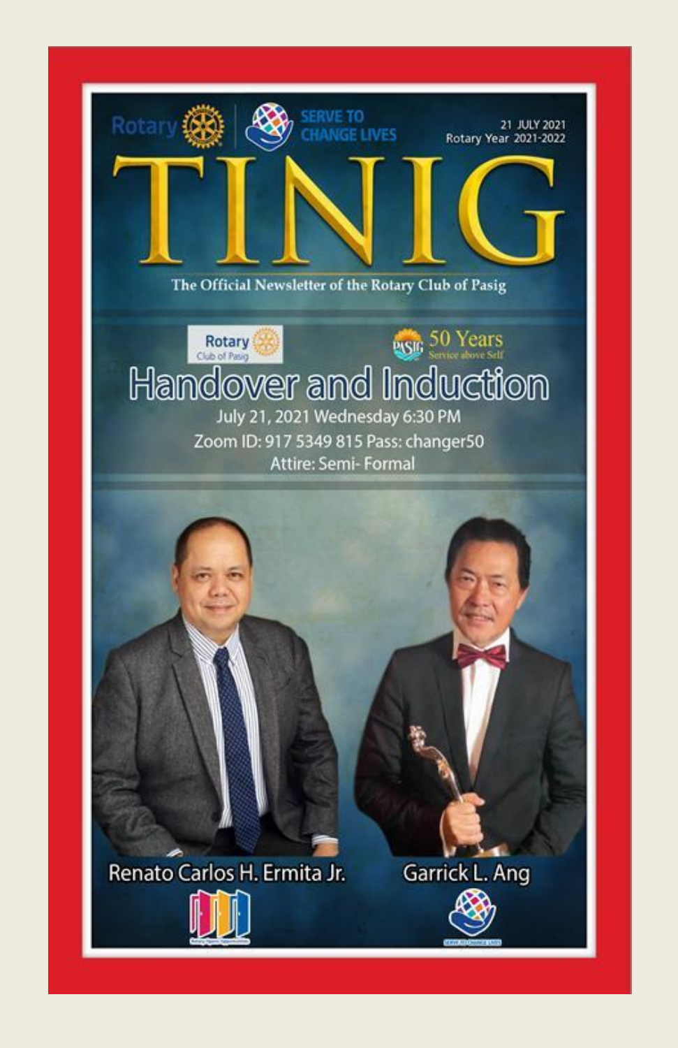Rotary | SERVE TO CHANGE LIVES

21 JULY 2021
Rotary Year 2021-2022

# TINIG

The Official Newsletter of the Rotary Club of Pasig

Rotary Club of Pasig | PASIG 50 Years Service above Self

## Handover and Induction

July 21, 2021 Wednesday 6:30 PM

Zoom ID: 917 5349 815 Pass: changer50

Attire: Semi- Formal

Renato Carlos H. Ermita Jr.

Rotary Opens Opportunities

Garrick L. Ang

SERVE TO CHANGE LIVES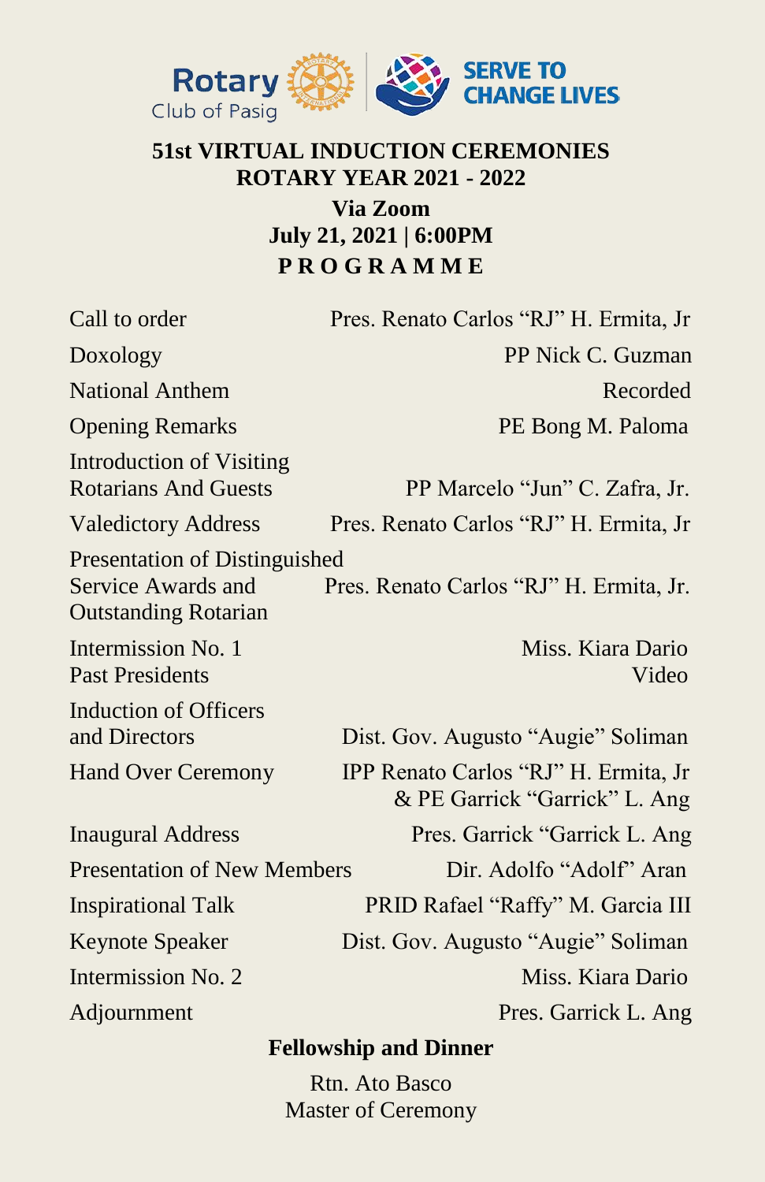Rotary Club of Pasig | SERVE TO CHANGE LIVES

**51st VIRTUAL INDUCTION CEREMONIES**
**ROTARY YEAR 2021 - 2022**
**Via Zoom**
**July 21, 2021 | 6:00PM**

# P R O G R A M M E

| | |
|---|---|
| Call to order | Pres. Renato Carlos "RJ" H. Ermita, Jr |
| Doxology | PP Nick C. Guzman |
| National Anthem | Recorded |
| Opening Remarks | PE Bong M. Paloma |
| Introduction of Visiting Rotarians And Guests | PP Marcelo "Jun" C. Zafra, Jr. |
| Valedictory Address | Pres. Renato Carlos "RJ" H. Ermita, Jr |
| Presentation of Distinguished Service Awards and Outstanding Rotarian | Pres. Renato Carlos "RJ" H. Ermita, Jr. |
| Intermission No. 1 | Miss. Kiara Dario |
| Past Presidents | Video |
| Induction of Officers and Directors | Dist. Gov. Augusto "Augie" Soliman |
| Hand Over Ceremony | IPP Renato Carlos "RJ" H. Ermita, Jr & PE Garrick "Garrick" L. Ang |
| Inaugural Address | Pres. Garrick "Garrick L. Ang |
| Presentation of New Members | Dir. Adolfo "Adolf" Aran |
| Inspirational Talk | PRID Rafael "Raffy" M. Garcia III |
| Keynote Speaker | Dist. Gov. Augusto "Augie" Soliman |
| Intermission No. 2 | Miss. Kiara Dario |
| Adjournment | Pres. Garrick L. Ang |

**Fellowship and Dinner**

Rtn. Ato Basco
Master of Ceremony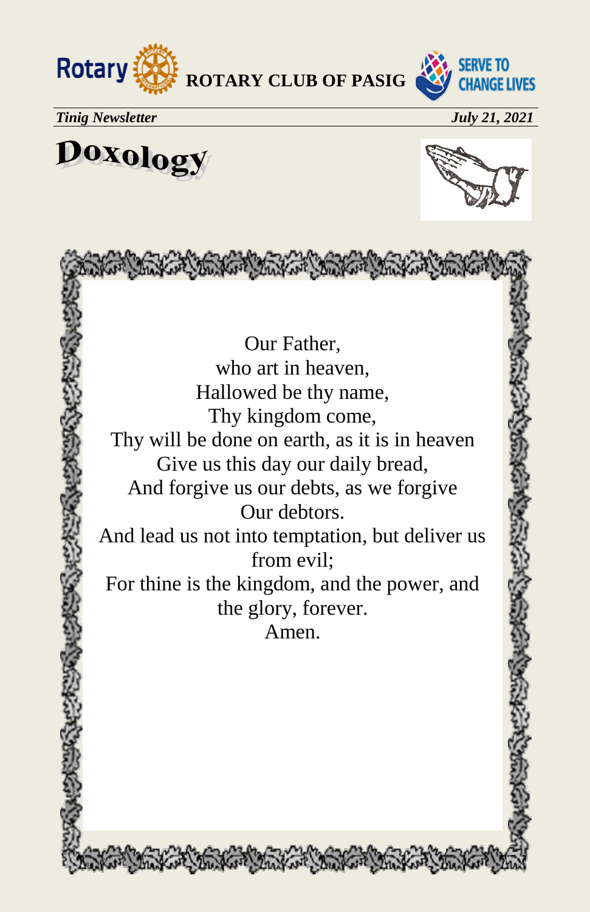# Doxology

Our Father,
who art in heaven,
Hallowed be thy name,
Thy kingdom come,
Thy will be done on earth, as it is in heaven
Give us this day our daily bread,
And forgive us our debts, as we forgive
Our debtors.
And lead us not into temptation, but deliver us
from evil;
For thine is the kingdom, and the power, and
the glory, forever.
Amen.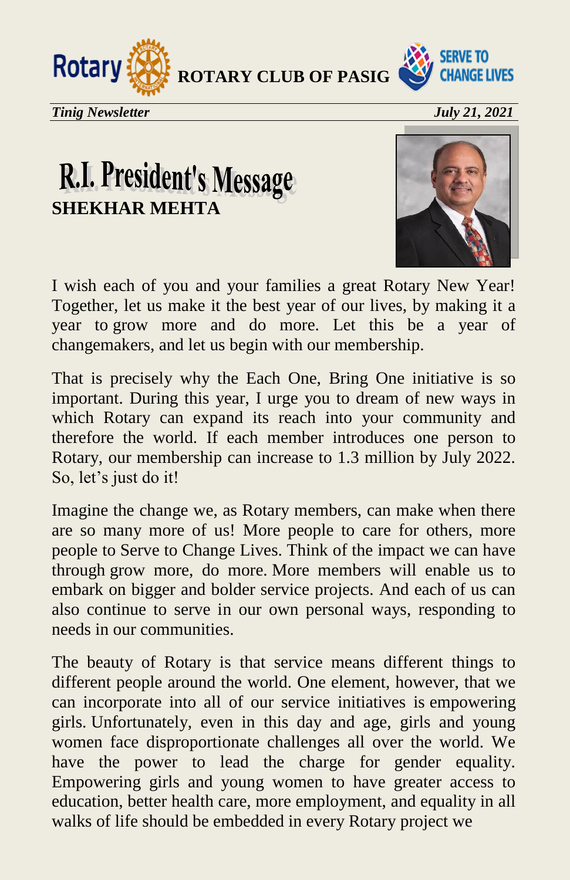# R.I. President's Message

**SHEKHAR MEHTA**

I wish each of you and your families a great Rotary New Year! Together, let us make it the best year of our lives, by making it a year to grow more and do more. Let this be a year of changemakers, and let us begin with our membership.

That is precisely why the Each One, Bring One initiative is so important. During this year, I urge you to dream of new ways in which Rotary can expand its reach into your community and therefore the world. If each member introduces one person to Rotary, our membership can increase to 1.3 million by July 2022. So, let's just do it!

Imagine the change we, as Rotary members, can make when there are so many more of us! More people to care for others, more people to Serve to Change Lives. Think of the impact we can have through grow more, do more. More members will enable us to embark on bigger and bolder service projects. And each of us can also continue to serve in our own personal ways, responding to needs in our communities.

The beauty of Rotary is that service means different things to different people around the world. One element, however, that we can incorporate into all of our service initiatives is empowering girls. Unfortunately, even in this day and age, girls and young women face disproportionate challenges all over the world. We have the power to lead the charge for gender equality. Empowering girls and young women to have greater access to education, better health care, more employment, and equality in all walks of life should be embedded in every Rotary project we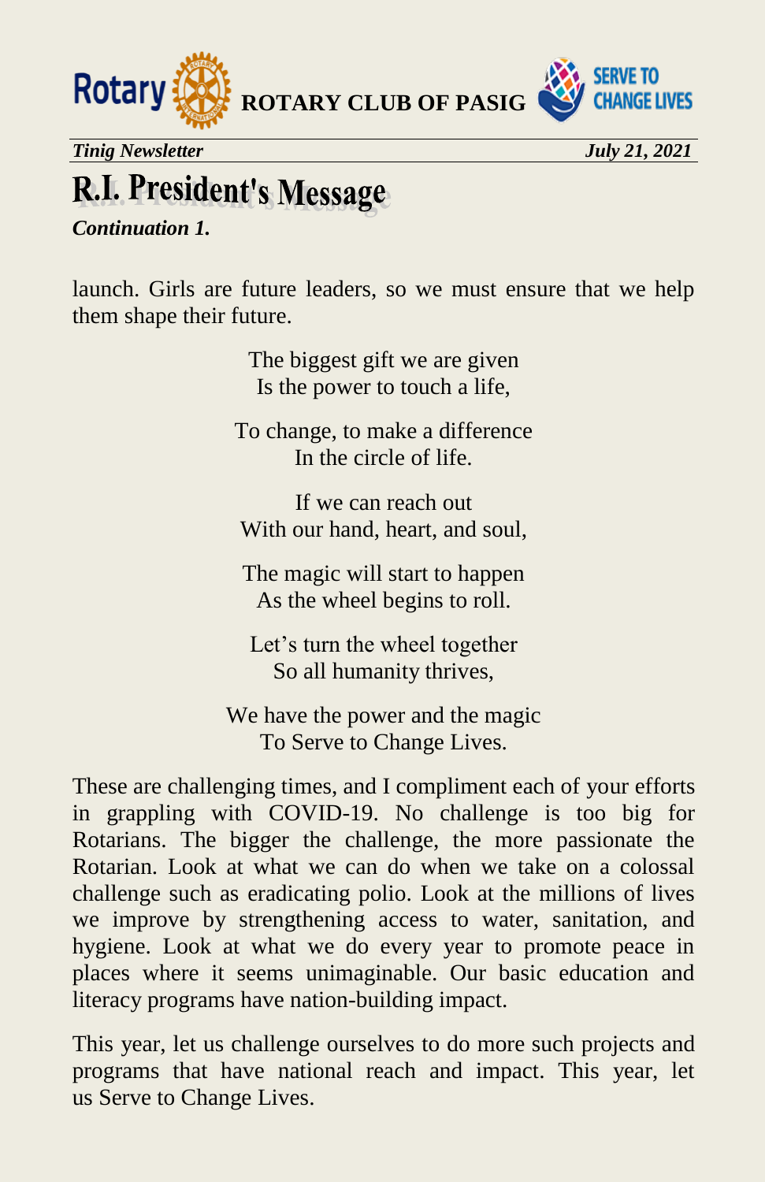# R.I. President's Message

***Continuation 1.***

launch. Girls are future leaders, so we must ensure that we help them shape their future.

The biggest gift we are given
Is the power to touch a life,

To change, to make a difference
In the circle of life.

If we can reach out
With our hand, heart, and soul,

The magic will start to happen
As the wheel begins to roll.

Let's turn the wheel together
So all humanity thrives,

We have the power and the magic
To Serve to Change Lives.

These are challenging times, and I compliment each of your efforts in grappling with COVID-19. No challenge is too big for Rotarians. The bigger the challenge, the more passionate the Rotarian. Look at what we can do when we take on a colossal challenge such as eradicating polio. Look at the millions of lives we improve by strengthening access to water, sanitation, and hygiene. Look at what we do every year to promote peace in places where it seems unimaginable. Our basic education and literacy programs have nation-building impact.

This year, let us challenge ourselves to do more such projects and programs that have national reach and impact. This year, let us Serve to Change Lives.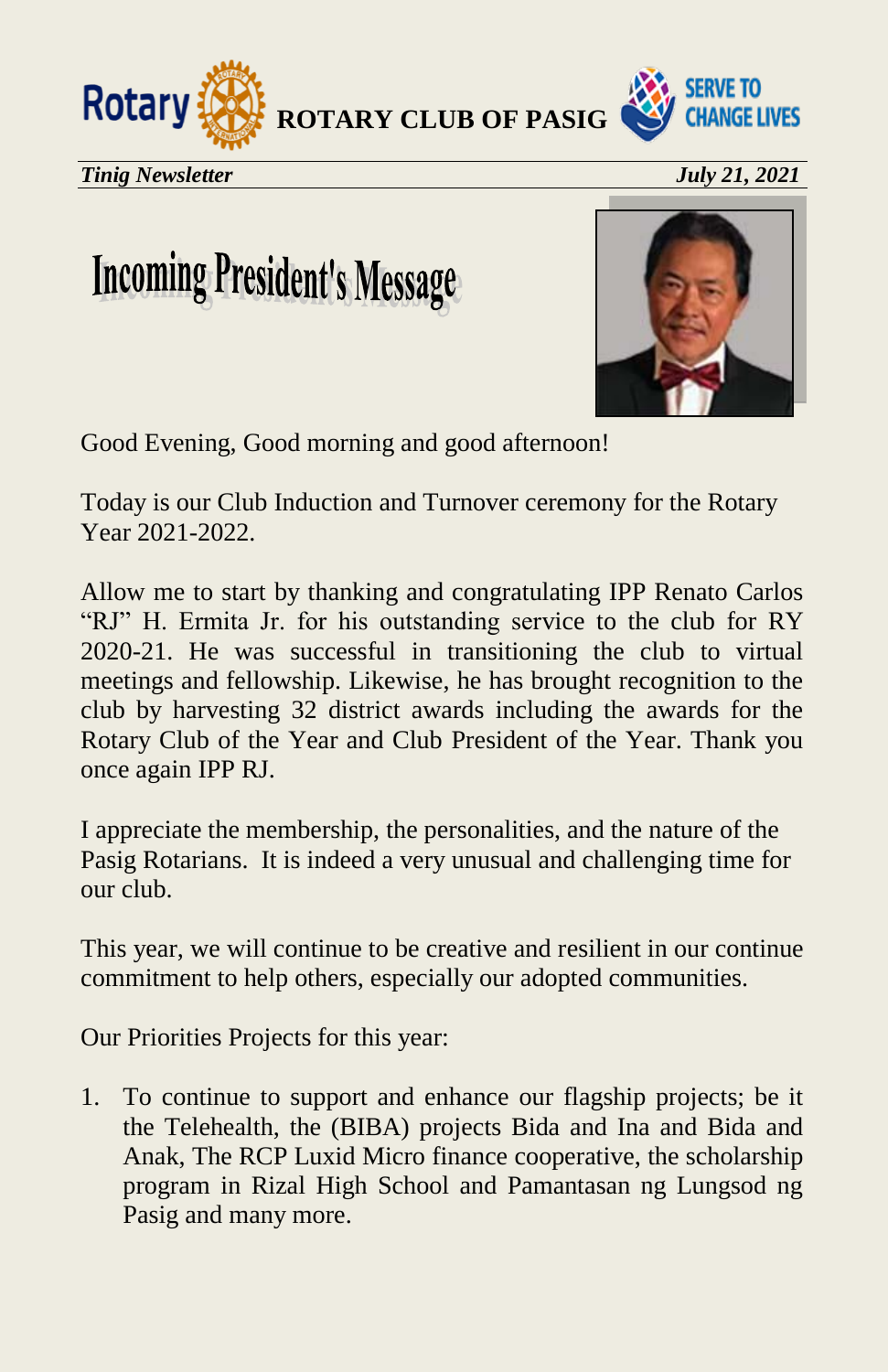# Incoming President's Message

Good Evening, Good morning and good afternoon!

Today is our Club Induction and Turnover ceremony for the Rotary Year 2021-2022.

Allow me to start by thanking and congratulating IPP Renato Carlos "RJ" H. Ermita Jr. for his outstanding service to the club for RY 2020-21. He was successful in transitioning the club to virtual meetings and fellowship. Likewise, he has brought recognition to the club by harvesting 32 district awards including the awards for the Rotary Club of the Year and Club President of the Year. Thank you once again IPP RJ.

I appreciate the membership, the personalities, and the nature of the Pasig Rotarians. It is indeed a very unusual and challenging time for our club.

This year, we will continue to be creative and resilient in our continue commitment to help others, especially our adopted communities.

Our Priorities Projects for this year:

1. To continue to support and enhance our flagship projects; be it the Telehealth, the (BIBA) projects Bida and Ina and Bida and Anak, The RCP Luxid Micro finance cooperative, the scholarship program in Rizal High School and Pamantasan ng Lungsod ng Pasig and many more.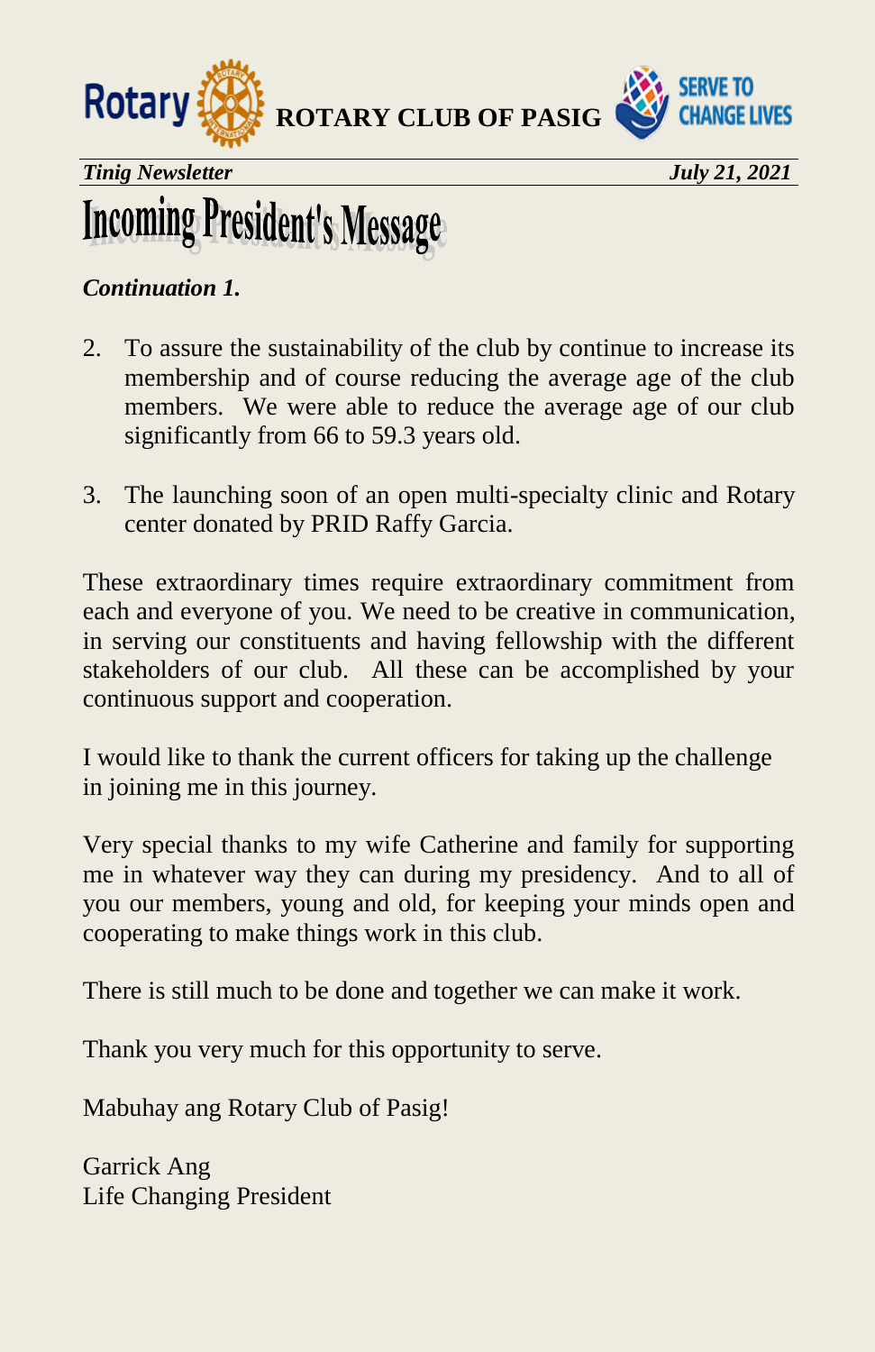# Incoming President's Message

***Continuation 1.***

2. To assure the sustainability of the club by continue to increase its membership and of course reducing the average age of the club members. We were able to reduce the average age of our club significantly from 66 to 59.3 years old.

3. The launching soon of an open multi-specialty clinic and Rotary center donated by PRID Raffy Garcia.

These extraordinary times require extraordinary commitment from each and everyone of you. We need to be creative in communication, in serving our constituents and having fellowship with the different stakeholders of our club. All these can be accomplished by your continuous support and cooperation.

I would like to thank the current officers for taking up the challenge in joining me in this journey.

Very special thanks to my wife Catherine and family for supporting me in whatever way they can during my presidency. And to all of you our members, young and old, for keeping your minds open and cooperating to make things work in this club.

There is still much to be done and together we can make it work.

Thank you very much for this opportunity to serve.

Mabuhay ang Rotary Club of Pasig!

Garrick Ang
Life Changing President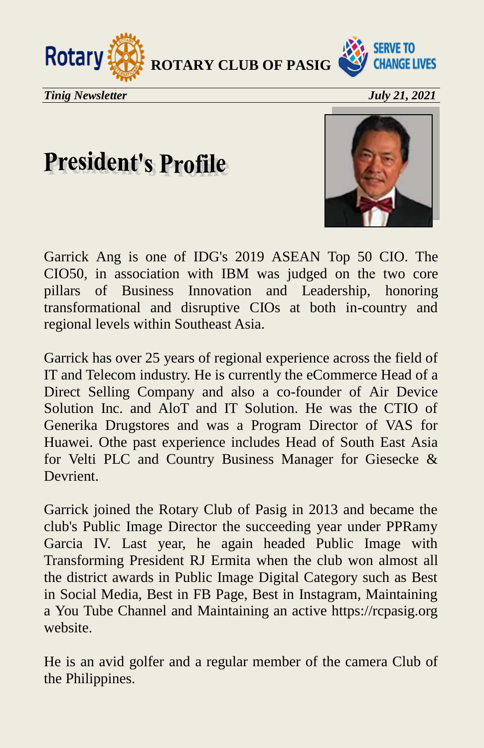# President's Profile

Garrick Ang is one of IDG's 2019 ASEAN Top 50 CIO. The CIO50, in association with IBM was judged on the two core pillars of Business Innovation and Leadership, honoring transformational and disruptive CIOs at both in-country and regional levels within Southeast Asia.

Garrick has over 25 years of regional experience across the field of IT and Telecom industry. He is currently the eCommerce Head of a Direct Selling Company and also a co-founder of Air Device Solution Inc. and AloT and IT Solution. He was the CTIO of Generika Drugstores and was a Program Director of VAS for Huawei. Othe past experience includes Head of South East Asia for Velti PLC and Country Business Manager for Giesecke & Devrient.

Garrick joined the Rotary Club of Pasig in 2013 and became the club's Public Image Director the succeeding year under PPRamy Garcia IV. Last year, he again headed Public Image with Transforming President RJ Ermita when the club won almost all the district awards in Public Image Digital Category such as Best in Social Media, Best in FB Page, Best in Instagram, Maintaining a You Tube Channel and Maintaining an active https://rcpasig.org website.

He is an avid golfer and a regular member of the camera Club of the Philippines.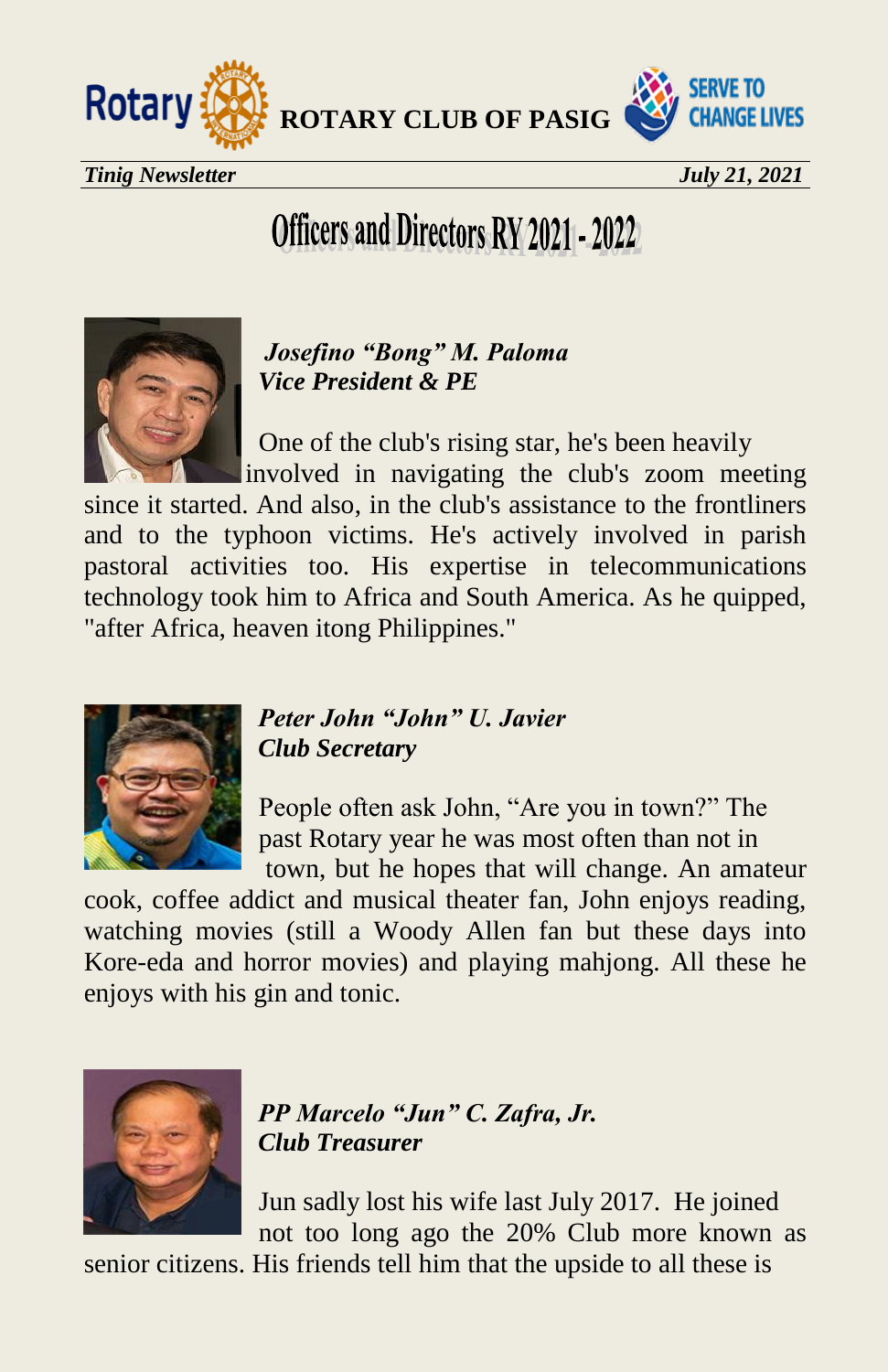# Officers and Directors RY 2021 - 2022

***Josefino "Bong" M. Paloma***
***Vice President & PE***

One of the club's rising star, he's been heavily involved in navigating the club's zoom meeting since it started. And also, in the club's assistance to the frontliners and to the typhoon victims. He's actively involved in parish pastoral activities too. His expertise in telecommunications technology took him to Africa and South America. As he quipped, "after Africa, heaven itong Philippines."

***Peter John "John" U. Javier***
***Club Secretary***

People often ask John, "Are you in town?" The past Rotary year he was most often than not in town, but he hopes that will change. An amateur cook, coffee addict and musical theater fan, John enjoys reading, watching movies (still a Woody Allen fan but these days into Kore-eda and horror movies) and playing mahjong. All these he enjoys with his gin and tonic.

***PP Marcelo "Jun" C. Zafra, Jr.***
***Club Treasurer***

Jun sadly lost his wife last July 2017. He joined not too long ago the 20% Club more known as senior citizens. His friends tell him that the upside to all these is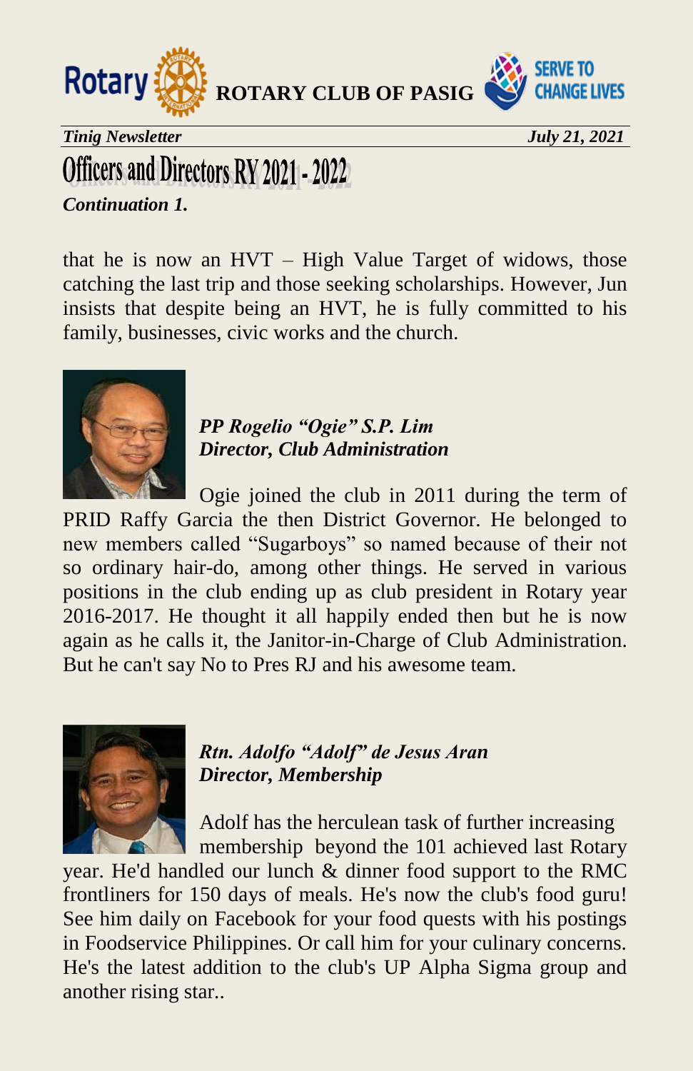# Officers and Directors RY 2021 - 2022

*Continuation 1.*

that he is now an HVT – High Value Target of widows, those catching the last trip and those seeking scholarships. However, Jun insists that despite being an HVT, he is fully committed to his family, businesses, civic works and the church.

***PP Rogelio "Ogie" S.P. Lim***
***Director, Club Administration***

Ogie joined the club in 2011 during the term of PRID Raffy Garcia the then District Governor. He belonged to new members called "Sugarboys" so named because of their not so ordinary hair-do, among other things. He served in various positions in the club ending up as club president in Rotary year 2016-2017. He thought it all happily ended then but he is now again as he calls it, the Janitor-in-Charge of Club Administration. But he can't say No to Pres RJ and his awesome team.

***Rtn. Adolfo "Adolf" de Jesus Aran***
***Director, Membership***

Adolf has the herculean task of further increasing membership beyond the 101 achieved last Rotary year. He'd handled our lunch & dinner food support to the RMC frontliners for 150 days of meals. He's now the club's food guru! See him daily on Facebook for your food quests with his postings in Foodservice Philippines. Or call him for your culinary concerns. He's the latest addition to the club's UP Alpha Sigma group and another rising star..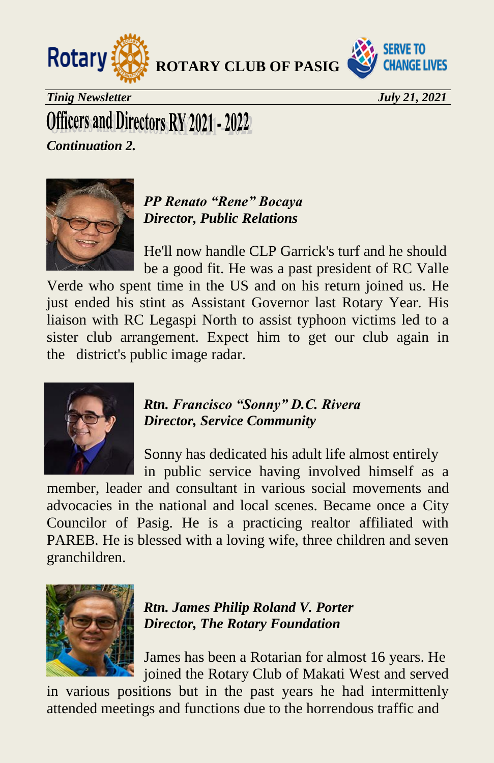# Officers and Directors RY 2021 - 2022

***Continuation 2.***

***PP Renato "Rene" Bocaya***
***Director, Public Relations***

He'll now handle CLP Garrick's turf and he should be a good fit. He was a past president of RC Valle Verde who spent time in the US and on his return joined us. He just ended his stint as Assistant Governor last Rotary Year. His liaison with RC Legaspi North to assist typhoon victims led to a sister club arrangement. Expect him to get our club again in the district's public image radar.

***Rtn. Francisco "Sonny" D.C. Rivera***
***Director, Service Community***

Sonny has dedicated his adult life almost entirely in public service having involved himself as a member, leader and consultant in various social movements and advocacies in the national and local scenes. Became once a City Councilor of Pasig. He is a practicing realtor affiliated with PAREB. He is blessed with a loving wife, three children and seven granchildren.

***Rtn. James Philip Roland V. Porter***
***Director, The Rotary Foundation***

James has been a Rotarian for almost 16 years. He joined the Rotary Club of Makati West and served in various positions but in the past years he had intermittenly attended meetings and functions due to the horrendous traffic and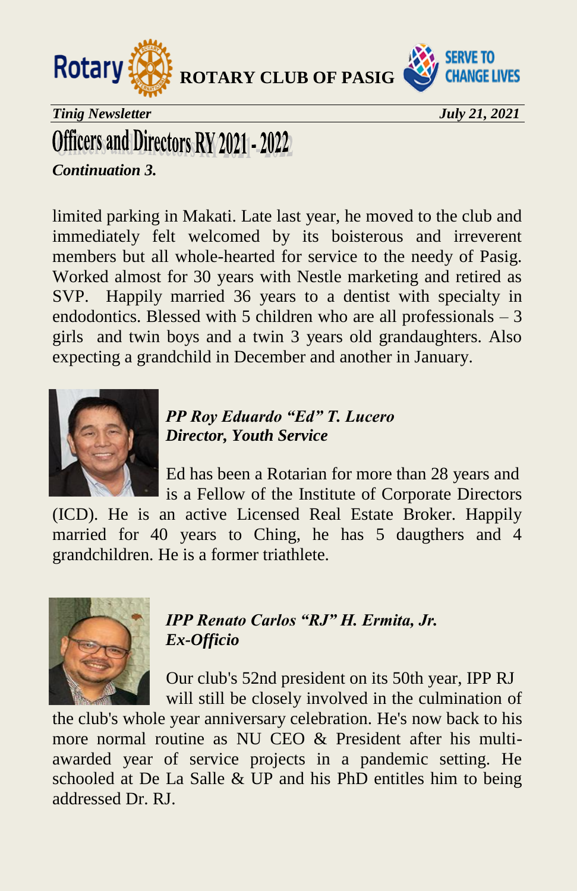# Officers and Directors RY 2021 - 2022

***Continuation 3.***

limited parking in Makati. Late last year, he moved to the club and immediately felt welcomed by its boisterous and irreverent members but all whole-hearted for service to the needy of Pasig. Worked almost for 30 years with Nestle marketing and retired as SVP. Happily married 36 years to a dentist with specialty in endodontics. Blessed with 5 children who are all professionals – 3 girls and twin boys and a twin 3 years old grandaughters. Also expecting a grandchild in December and another in January.

***PP Roy Eduardo "Ed" T. Lucero***
***Director, Youth Service***

Ed has been a Rotarian for more than 28 years and is a Fellow of the Institute of Corporate Directors (ICD). He is an active Licensed Real Estate Broker. Happily married for 40 years to Ching, he has 5 daugthers and 4 grandchildren. He is a former triathlete.

***IPP Renato Carlos "RJ" H. Ermita, Jr.***
***Ex-Officio***

Our club's 52nd president on its 50th year, IPP RJ will still be closely involved in the culmination of the club's whole year anniversary celebration. He's now back to his more normal routine as NU CEO & President after his multi-awarded year of service projects in a pandemic setting. He schooled at De La Salle & UP and his PhD entitles him to being addressed Dr. RJ.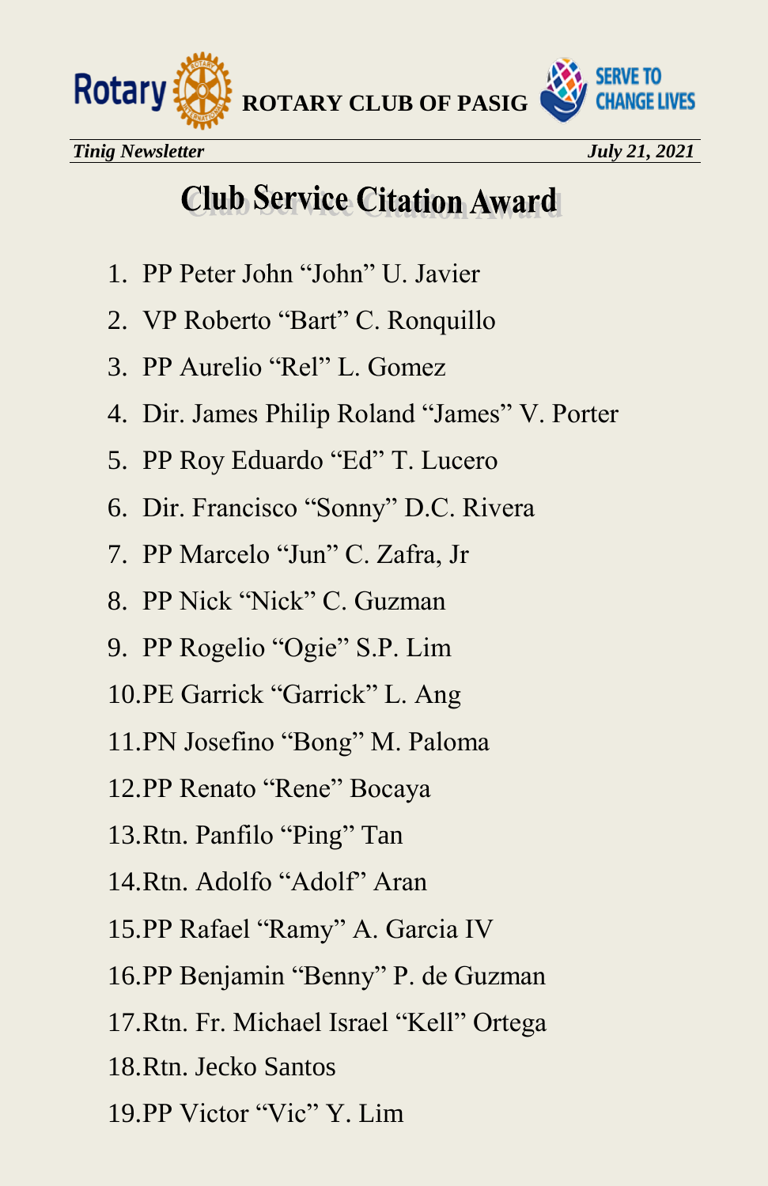# Club Service Citation Award

1. PP Peter John “John” U. Javier
2. VP Roberto “Bart” C. Ronquillo
3. PP Aurelio “Rel” L. Gomez
4. Dir. James Philip Roland “James” V. Porter
5. PP Roy Eduardo “Ed” T. Lucero
6. Dir. Francisco “Sonny” D.C. Rivera
7. PP Marcelo “Jun” C. Zafra, Jr
8. PP Nick “Nick” C. Guzman
9. PP Rogelio “Ogie” S.P. Lim
10. PE Garrick “Garrick” L. Ang
11. PN Josefino “Bong” M. Paloma
12. PP Renato “Rene” Bocaya
13. Rtn. Panfilo “Ping” Tan
14. Rtn. Adolfo “Adolf” Aran
15. PP Rafael “Ramy” A. Garcia IV
16. PP Benjamin “Benny” P. de Guzman
17. Rtn. Fr. Michael Israel “Kell” Ortega
18. Rtn. Jecko Santos
19. PP Victor “Vic” Y. Lim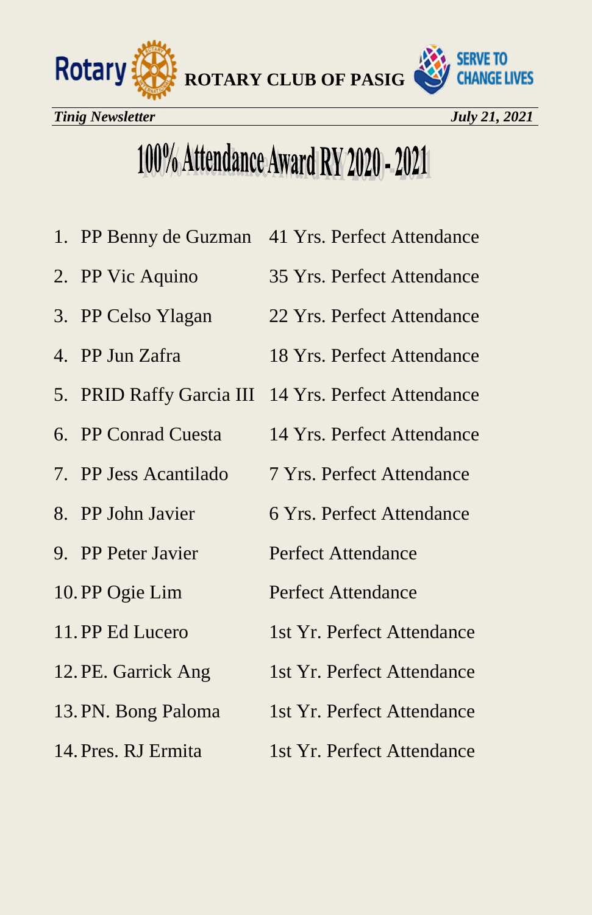# 100% Attendance Award RY 2020 - 2021

1. PP Benny de Guzman — 41 Yrs. Perfect Attendance
2. PP Vic Aquino — 35 Yrs. Perfect Attendance
3. PP Celso Ylagan — 22 Yrs. Perfect Attendance
4. PP Jun Zafra — 18 Yrs. Perfect Attendance
5. PRID Raffy Garcia III — 14 Yrs. Perfect Attendance
6. PP Conrad Cuesta — 14 Yrs. Perfect Attendance
7. PP Jess Acantilado — 7 Yrs. Perfect Attendance
8. PP John Javier — 6 Yrs. Perfect Attendance
9. PP Peter Javier — Perfect Attendance
10. PP Ogie Lim — Perfect Attendance
11. PP Ed Lucero — 1st Yr. Perfect Attendance
12. PE. Garrick Ang — 1st Yr. Perfect Attendance
13. PN. Bong Paloma — 1st Yr. Perfect Attendance
14. Pres. RJ Ermita — 1st Yr. Perfect Attendance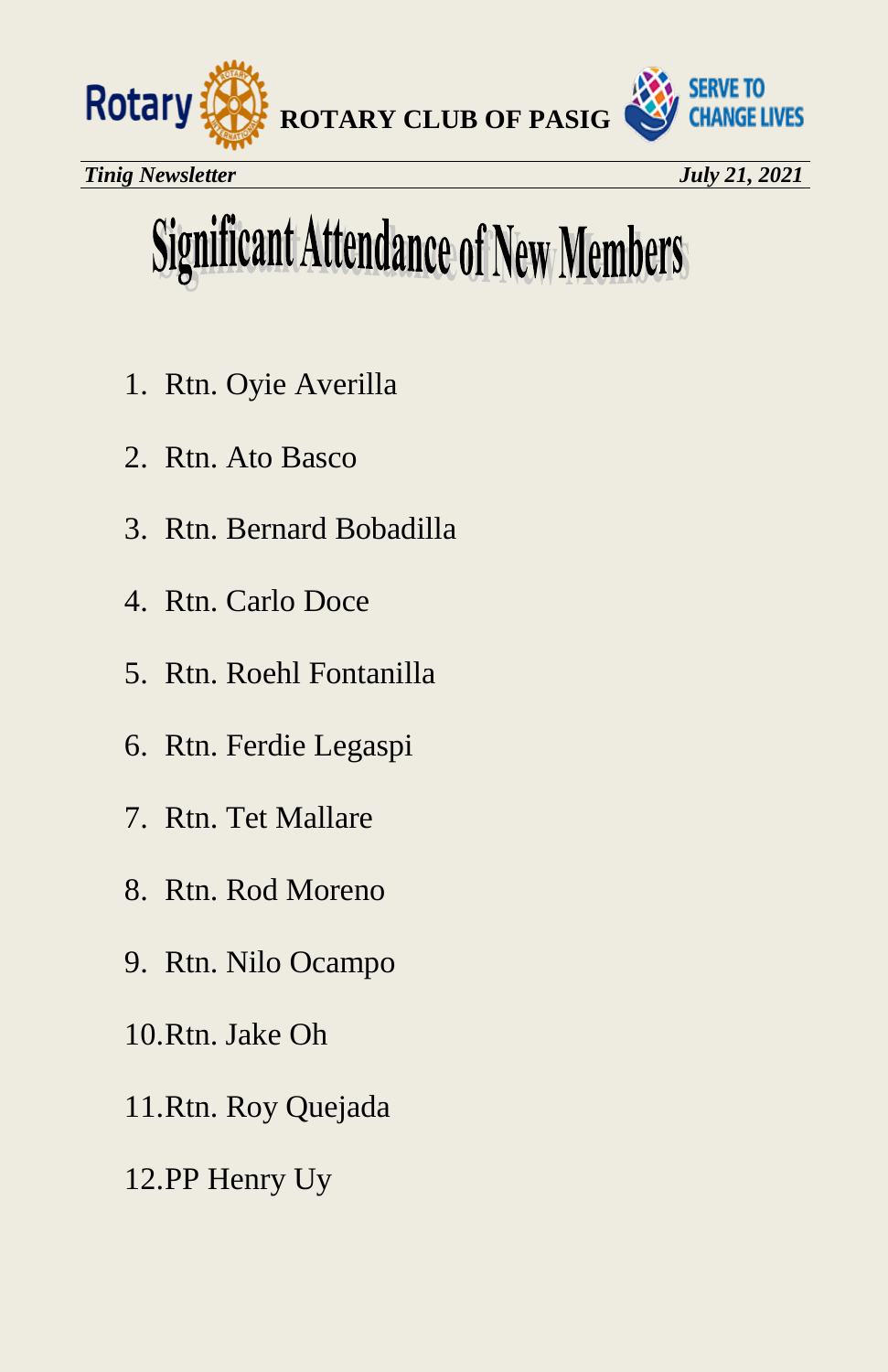# Significant Attendance of New Members

1. Rtn. Oyie Averilla
2. Rtn. Ato Basco
3. Rtn. Bernard Bobadilla
4. Rtn. Carlo Doce
5. Rtn. Roehl Fontanilla
6. Rtn. Ferdie Legaspi
7. Rtn. Tet Mallare
8. Rtn. Rod Moreno
9. Rtn. Nilo Ocampo
10. Rtn. Jake Oh
11. Rtn. Roy Quejada
12. PP Henry Uy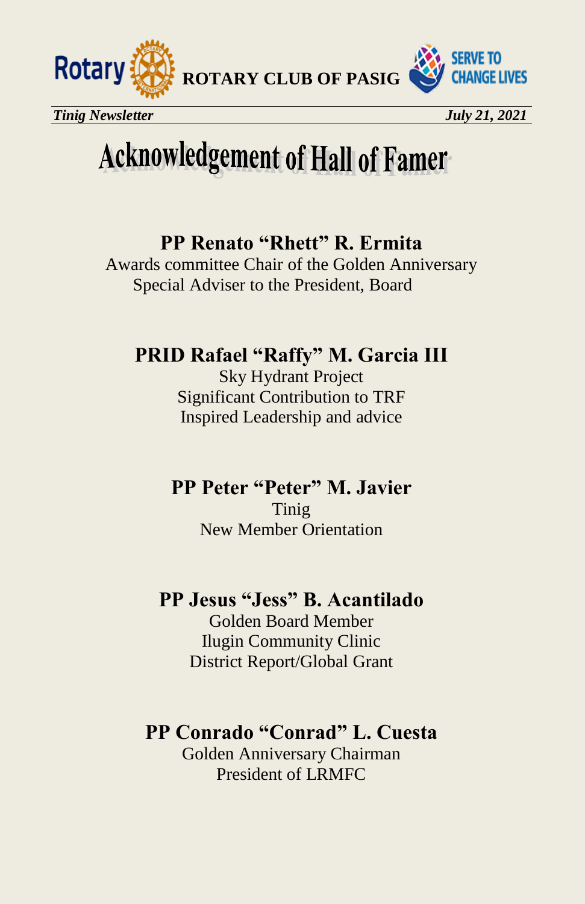# Acknowledgement of Hall of Famer

## PP Renato "Rhett" R. Ermita

Awards committee Chair of the Golden Anniversary
Special Adviser to the President, Board

## PRID Rafael "Raffy" M. Garcia III

Sky Hydrant Project
Significant Contribution to TRF
Inspired Leadership and advice

## PP Peter "Peter" M. Javier

Tinig
New Member Orientation

## PP Jesus "Jess" B. Acantilado

Golden Board Member
Ilugin Community Clinic
District Report/Global Grant

## PP Conrado "Conrad" L. Cuesta

Golden Anniversary Chairman
President of LRMFC